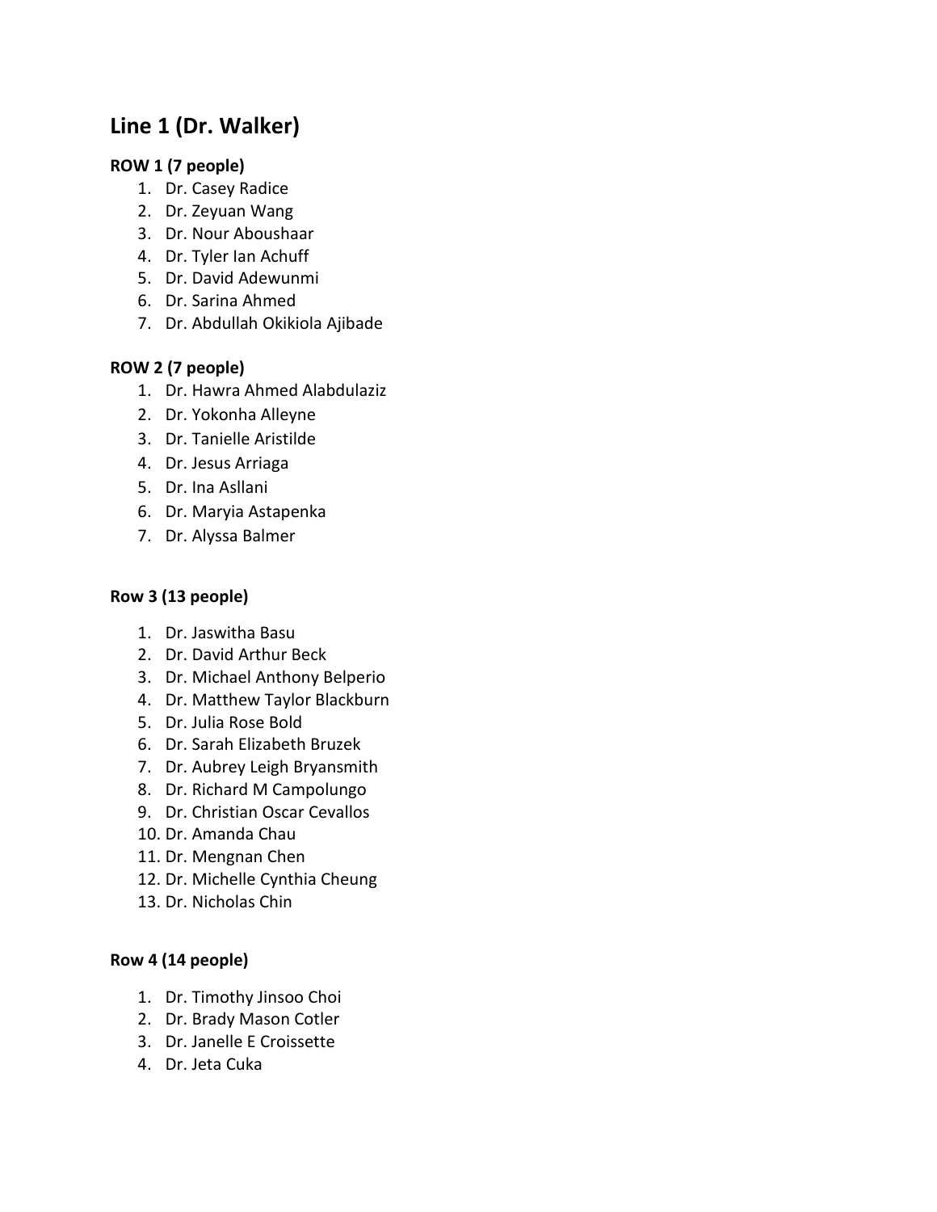## Line 1 (Dr. Walker)

**ROW 1 (7 people)**

1. Dr. Casey Radice
2. Dr. Zeyuan Wang
3. Dr. Nour Aboushaar
4. Dr. Tyler Ian Achuff
5. Dr. David Adewunmi
6. Dr. Sarina Ahmed
7. Dr. Abdullah Okikiola Ajibade

**ROW 2 (7 people)**

1. Dr. Hawra Ahmed Alabdulaziz
2. Dr. Yokonha Alleyne
3. Dr. Tanielle Aristilde
4. Dr. Jesus Arriaga
5. Dr. Ina Asllani
6. Dr. Maryia Astapenka
7. Dr. Alyssa Balmer

**Row 3 (13 people)**

1. Dr. Jaswitha Basu
2. Dr. David Arthur Beck
3. Dr. Michael Anthony Belperio
4. Dr. Matthew Taylor Blackburn
5. Dr. Julia Rose Bold
6. Dr. Sarah Elizabeth Bruzek
7. Dr. Aubrey Leigh Bryansmith
8. Dr. Richard M Campolungo
9. Dr. Christian Oscar Cevallos
10. Dr. Amanda Chau
11. Dr. Mengnan Chen
12. Dr. Michelle Cynthia Cheung
13. Dr. Nicholas Chin

**Row 4 (14 people)**

1. Dr. Timothy Jinsoo Choi
2. Dr. Brady Mason Cotler
3. Dr. Janelle E Croissette
4. Dr. Jeta Cuka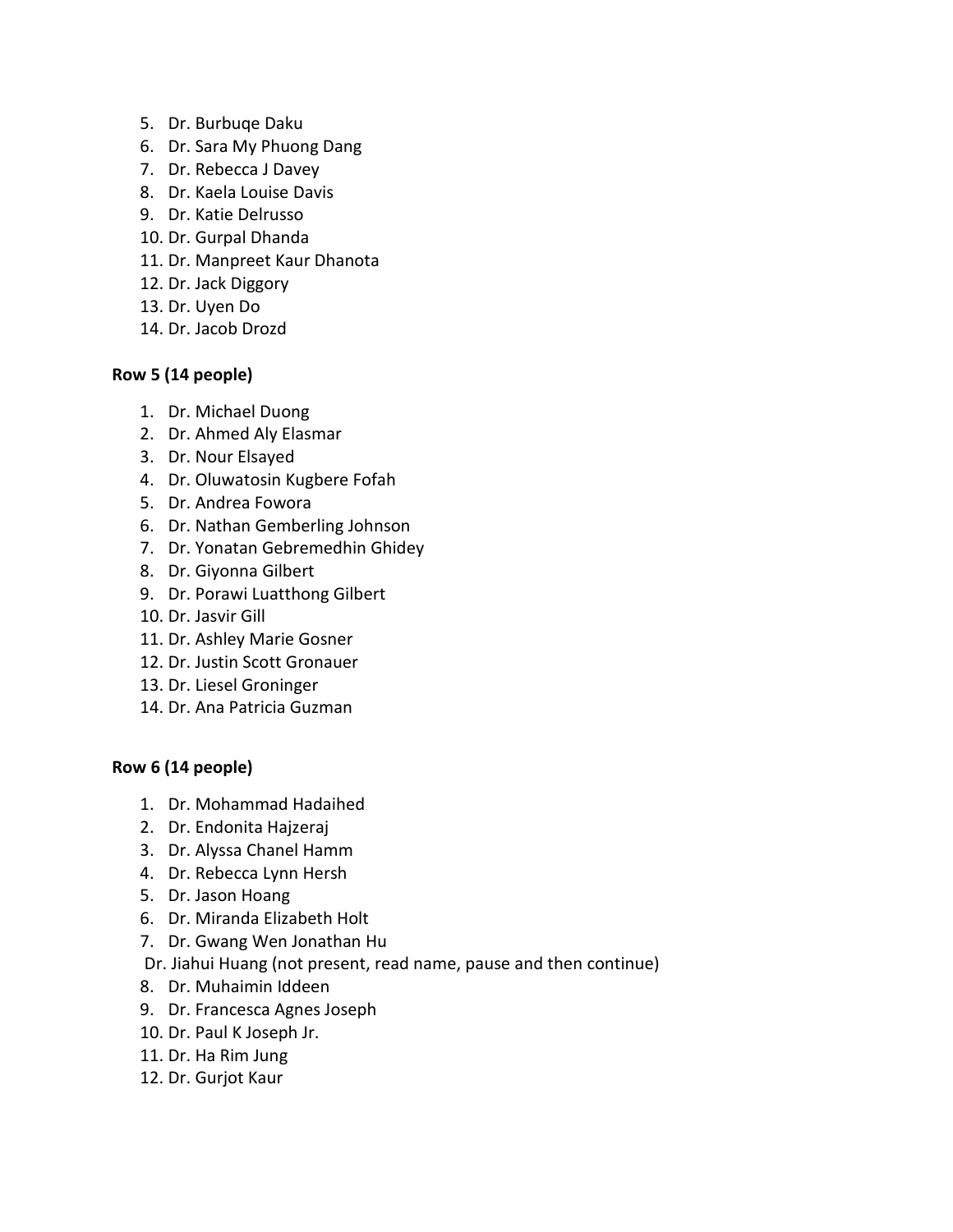5. Dr. Burbuqe Daku
6. Dr. Sara My Phuong Dang
7. Dr. Rebecca J Davey
8. Dr. Kaela Louise Davis
9. Dr. Katie Delrusso
10. Dr. Gurpal Dhanda
11. Dr. Manpreet Kaur Dhanota
12. Dr. Jack Diggory
13. Dr. Uyen Do
14. Dr. Jacob Drozd

**Row 5 (14 people)**

1. Dr. Michael Duong
2. Dr. Ahmed Aly Elasmar
3. Dr. Nour Elsayed
4. Dr. Oluwatosin Kugbere Fofah
5. Dr. Andrea Fowora
6. Dr. Nathan Gemberling Johnson
7. Dr. Yonatan Gebremedhin Ghidey
8. Dr. Giyonna Gilbert
9. Dr. Porawi Luatthong Gilbert
10. Dr. Jasvir Gill
11. Dr. Ashley Marie Gosner
12. Dr. Justin Scott Gronauer
13. Dr. Liesel Groninger
14. Dr. Ana Patricia Guzman

**Row 6 (14 people)**

1. Dr. Mohammad Hadaihed
2. Dr. Endonita Hajzeraj
3. Dr. Alyssa Chanel Hamm
4. Dr. Rebecca Lynn Hersh
5. Dr. Jason Hoang
6. Dr. Miranda Elizabeth Holt
7. Dr. Gwang Wen Jonathan Hu

Dr. Jiahui Huang (not present, read name, pause and then continue)

8. Dr. Muhaimin Iddeen
9. Dr. Francesca Agnes Joseph
10. Dr. Paul K Joseph Jr.
11. Dr. Ha Rim Jung
12. Dr. Gurjot Kaur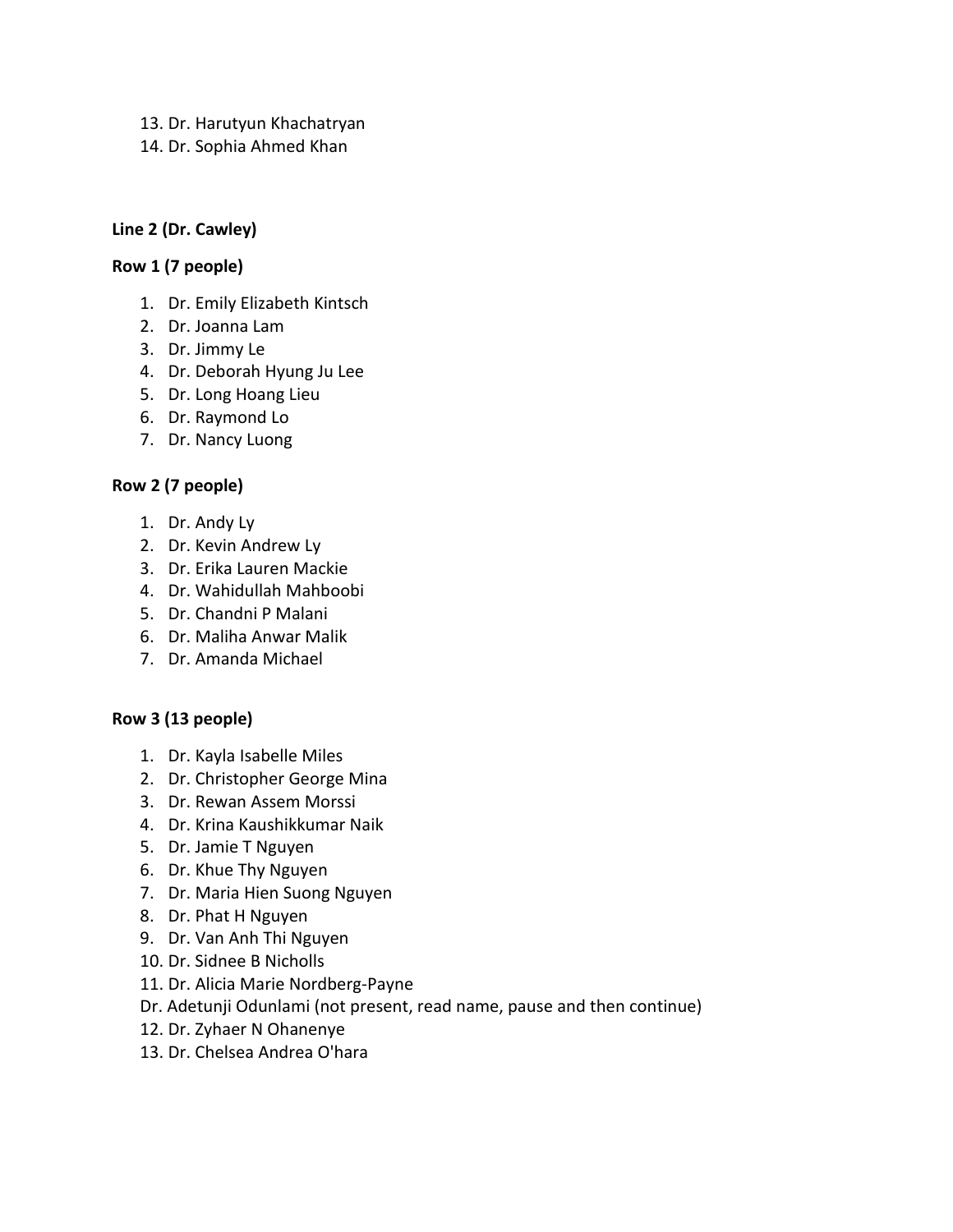13. Dr. Harutyun Khachatryan
14. Dr. Sophia Ahmed Khan

**Line 2 (Dr. Cawley)**

**Row 1 (7 people)**

1. Dr. Emily Elizabeth Kintsch
2. Dr. Joanna Lam
3. Dr. Jimmy Le
4. Dr. Deborah Hyung Ju Lee
5. Dr. Long Hoang Lieu
6. Dr. Raymond Lo
7. Dr. Nancy Luong

**Row 2 (7 people)**

1. Dr. Andy Ly
2. Dr. Kevin Andrew Ly
3. Dr. Erika Lauren Mackie
4. Dr. Wahidullah Mahboobi
5. Dr. Chandni P Malani
6. Dr. Maliha Anwar Malik
7. Dr. Amanda Michael

**Row 3 (13 people)**

1. Dr. Kayla Isabelle Miles
2. Dr. Christopher George Mina
3. Dr. Rewan Assem Morssi
4. Dr. Krina Kaushikkumar Naik
5. Dr. Jamie T Nguyen
6. Dr. Khue Thy Nguyen
7. Dr. Maria Hien Suong Nguyen
8. Dr. Phat H Nguyen
9. Dr. Van Anh Thi Nguyen
10. Dr. Sidnee B Nicholls
11. Dr. Alicia Marie Nordberg-Payne

Dr. Adetunji Odunlami (not present, read name, pause and then continue)

12. Dr. Zyhaer N Ohanenye
13. Dr. Chelsea Andrea O'hara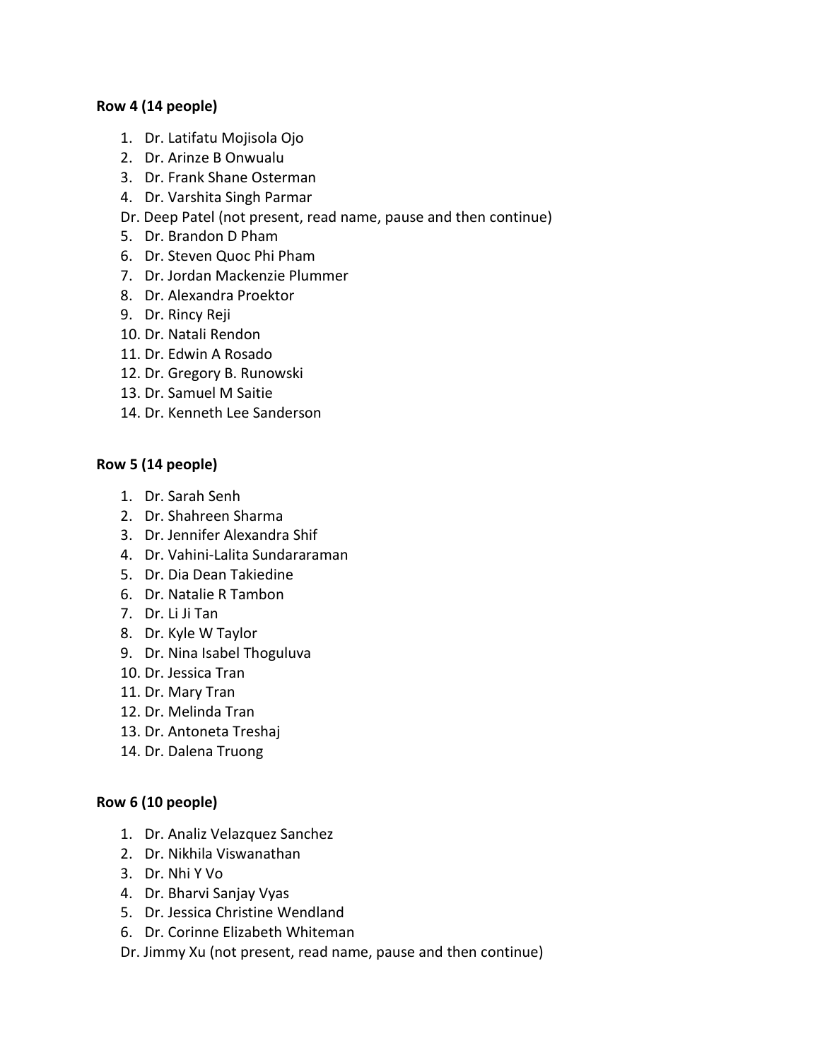**Row 4 (14 people)**

1. Dr. Latifatu Mojisola Ojo
2. Dr. Arinze B Onwualu
3. Dr. Frank Shane Osterman
4. Dr. Varshita Singh Parmar

Dr. Deep Patel (not present, read name, pause and then continue)

5. Dr. Brandon D Pham
6. Dr. Steven Quoc Phi Pham
7. Dr. Jordan Mackenzie Plummer
8. Dr. Alexandra Proektor
9. Dr. Rincy Reji
10. Dr. Natali Rendon
11. Dr. Edwin A Rosado
12. Dr. Gregory B. Runowski
13. Dr. Samuel M Saitie
14. Dr. Kenneth Lee Sanderson

**Row 5 (14 people)**

1. Dr. Sarah Senh
2. Dr. Shahreen Sharma
3. Dr. Jennifer Alexandra Shif
4. Dr. Vahini-Lalita Sundararaman
5. Dr. Dia Dean Takiedine
6. Dr. Natalie R Tambon
7. Dr. Li Ji Tan
8. Dr. Kyle W Taylor
9. Dr. Nina Isabel Thoguluva
10. Dr. Jessica Tran
11. Dr. Mary Tran
12. Dr. Melinda Tran
13. Dr. Antoneta Treshaj
14. Dr. Dalena Truong

**Row 6 (10 people)**

1. Dr. Analiz Velazquez Sanchez
2. Dr. Nikhila Viswanathan
3. Dr. Nhi Y Vo
4. Dr. Bharvi Sanjay Vyas
5. Dr. Jessica Christine Wendland
6. Dr. Corinne Elizabeth Whiteman

Dr. Jimmy Xu (not present, read name, pause and then continue)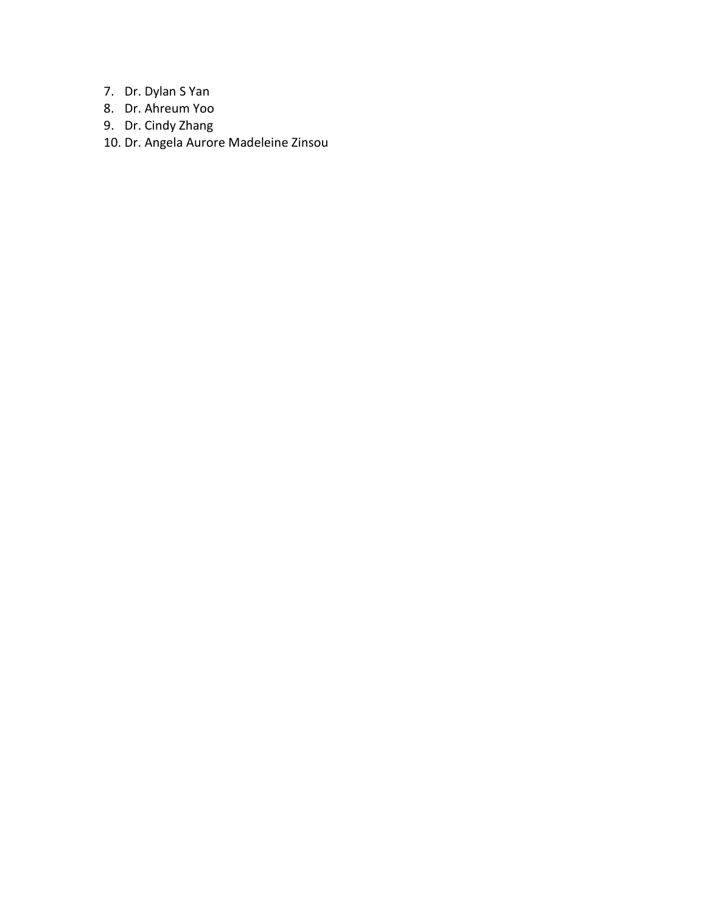7. Dr. Dylan S Yan
8. Dr. Ahreum Yoo
9. Dr. Cindy Zhang
10. Dr. Angela Aurore Madeleine Zinsou